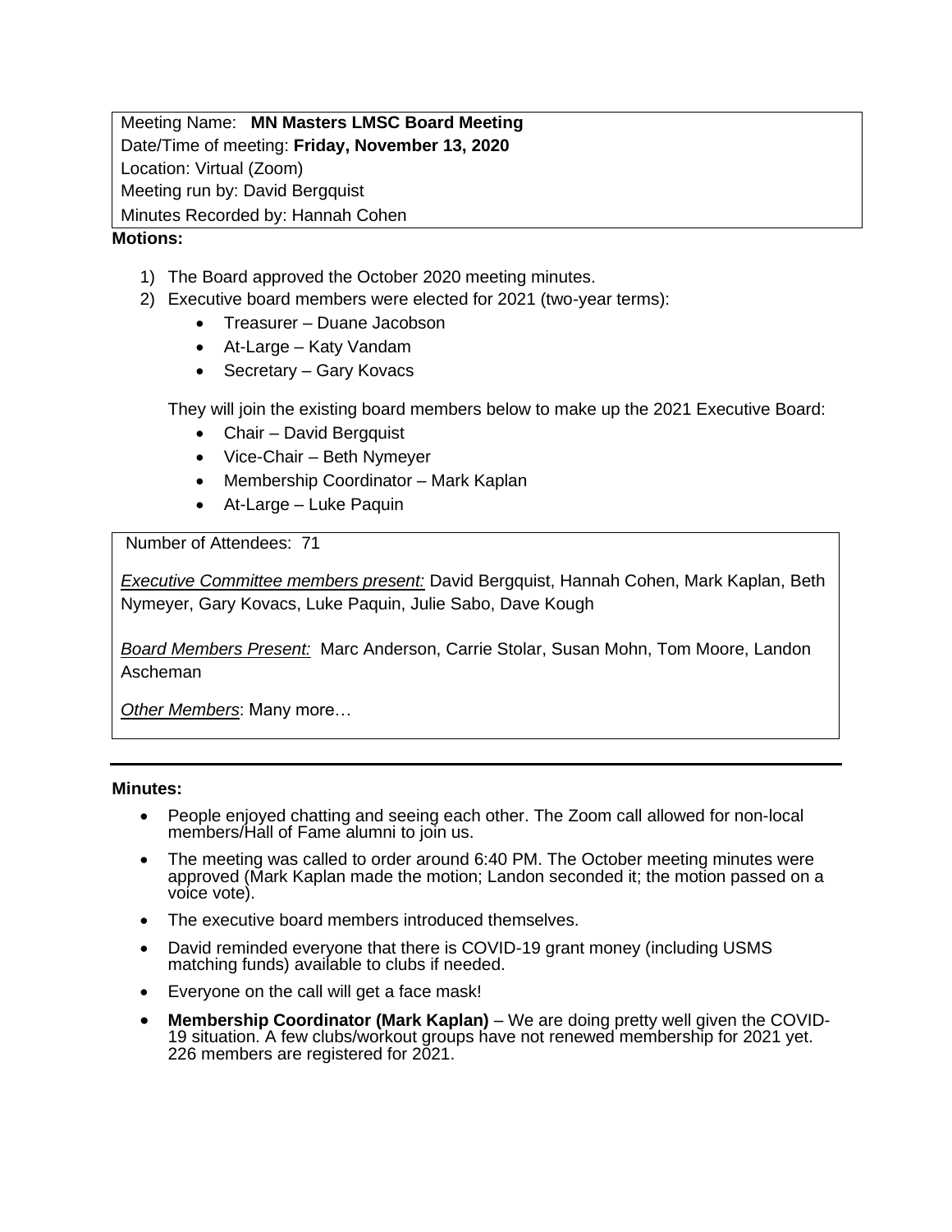Meeting Name: **MN Masters LMSC Board Meeting**
Date/Time of meeting: **Friday, November 13, 2020**
Location: Virtual (Zoom)
Meeting run by: David Bergquist
Minutes Recorded by: Hannah Cohen

**Motions:**

1) The Board approved the October 2020 meeting minutes.
2) Executive board members were elected for 2021 (two-year terms):
    - Treasurer – Duane Jacobson
    - At-Large – Katy Vandam
    - Secretary – Gary Kovacs

   They will join the existing board members below to make up the 2021 Executive Board:
    - Chair – David Bergquist
    - Vice-Chair – Beth Nymeyer
    - Membership Coordinator – Mark Kaplan
    - At-Large – Luke Paquin

Number of Attendees: 71

*Executive Committee members present:* David Bergquist, Hannah Cohen, Mark Kaplan, Beth Nymeyer, Gary Kovacs, Luke Paquin, Julie Sabo, Dave Kough

*Board Members Present:* Marc Anderson, Carrie Stolar, Susan Mohn, Tom Moore, Landon Ascheman

*Other Members*: Many more…

---

**Minutes:**

- People enjoyed chatting and seeing each other. The Zoom call allowed for non-local members/Hall of Fame alumni to join us.
- The meeting was called to order around 6:40 PM. The October meeting minutes were approved (Mark Kaplan made the motion; Landon seconded it; the motion passed on a voice vote).
- The executive board members introduced themselves.
- David reminded everyone that there is COVID-19 grant money (including USMS matching funds) available to clubs if needed.
- Everyone on the call will get a face mask!
- **Membership Coordinator (Mark Kaplan)** – We are doing pretty well given the COVID-19 situation. A few clubs/workout groups have not renewed membership for 2021 yet. 226 members are registered for 2021.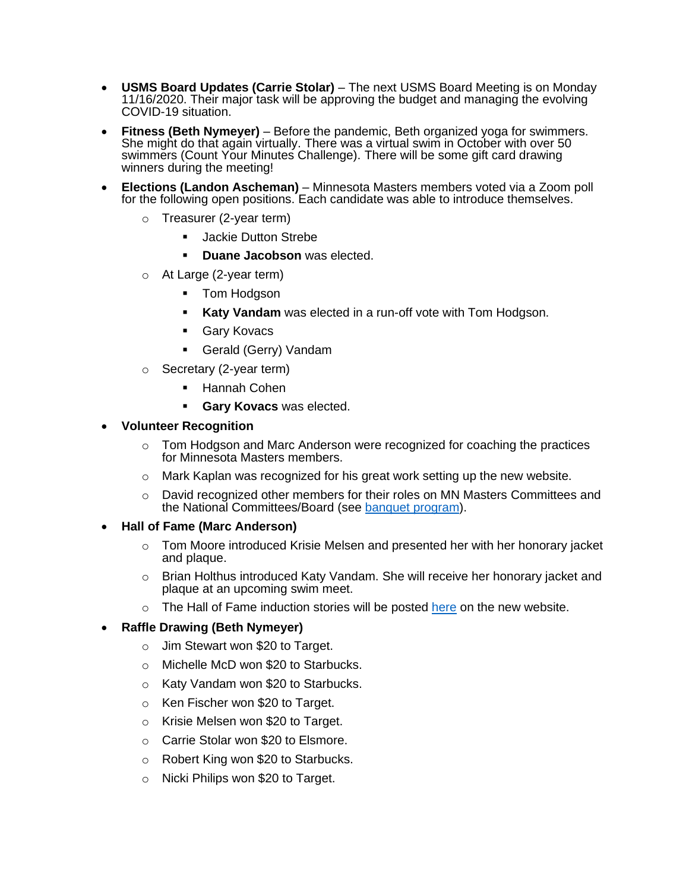- **USMS Board Updates (Carrie Stolar)** – The next USMS Board Meeting is on Monday 11/16/2020. Their major task will be approving the budget and managing the evolving COVID-19 situation.
- **Fitness (Beth Nymeyer)** – Before the pandemic, Beth organized yoga for swimmers. She might do that again virtually. There was a virtual swim in October with over 50 swimmers (Count Your Minutes Challenge). There will be some gift card drawing winners during the meeting!
- **Elections (Landon Ascheman)** – Minnesota Masters members voted via a Zoom poll for the following open positions. Each candidate was able to introduce themselves.
  - Treasurer (2-year term)
    - Jackie Dutton Strebe
    - **Duane Jacobson** was elected.
  - At Large (2-year term)
    - Tom Hodgson
    - **Katy Vandam** was elected in a run-off vote with Tom Hodgson.
    - Gary Kovacs
    - Gerald (Gerry) Vandam
  - Secretary (2-year term)
    - Hannah Cohen
    - **Gary Kovacs** was elected.
- **Volunteer Recognition**
  - Tom Hodgson and Marc Anderson were recognized for coaching the practices for Minnesota Masters members.
  - Mark Kaplan was recognized for his great work setting up the new website.
  - David recognized other members for their roles on MN Masters Committees and the National Committees/Board (see banquet program).
- **Hall of Fame (Marc Anderson)**
  - Tom Moore introduced Krisie Melsen and presented her with her honorary jacket and plaque.
  - Brian Holthus introduced Katy Vandam. She will receive her honorary jacket and plaque at an upcoming swim meet.
  - The Hall of Fame induction stories will be posted here on the new website.
- **Raffle Drawing (Beth Nymeyer)**
  - Jim Stewart won $20 to Target.
  - Michelle McD won $20 to Starbucks.
  - Katy Vandam won $20 to Starbucks.
  - Ken Fischer won $20 to Target.
  - Krisie Melsen won $20 to Target.
  - Carrie Stolar won $20 to Elsmore.
  - Robert King won $20 to Starbucks.
  - Nicki Philips won $20 to Target.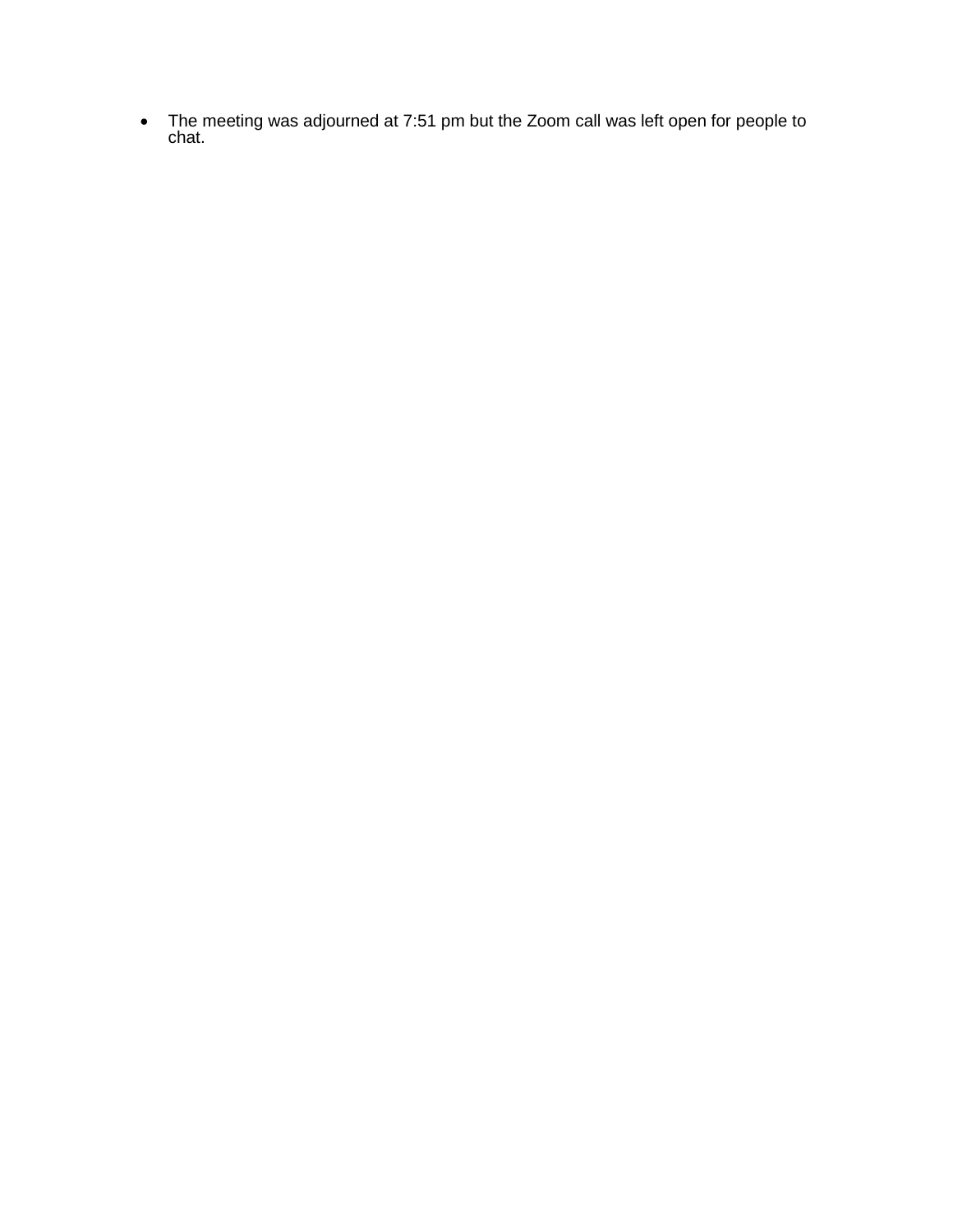- The meeting was adjourned at 7:51 pm but the Zoom call was left open for people to chat.